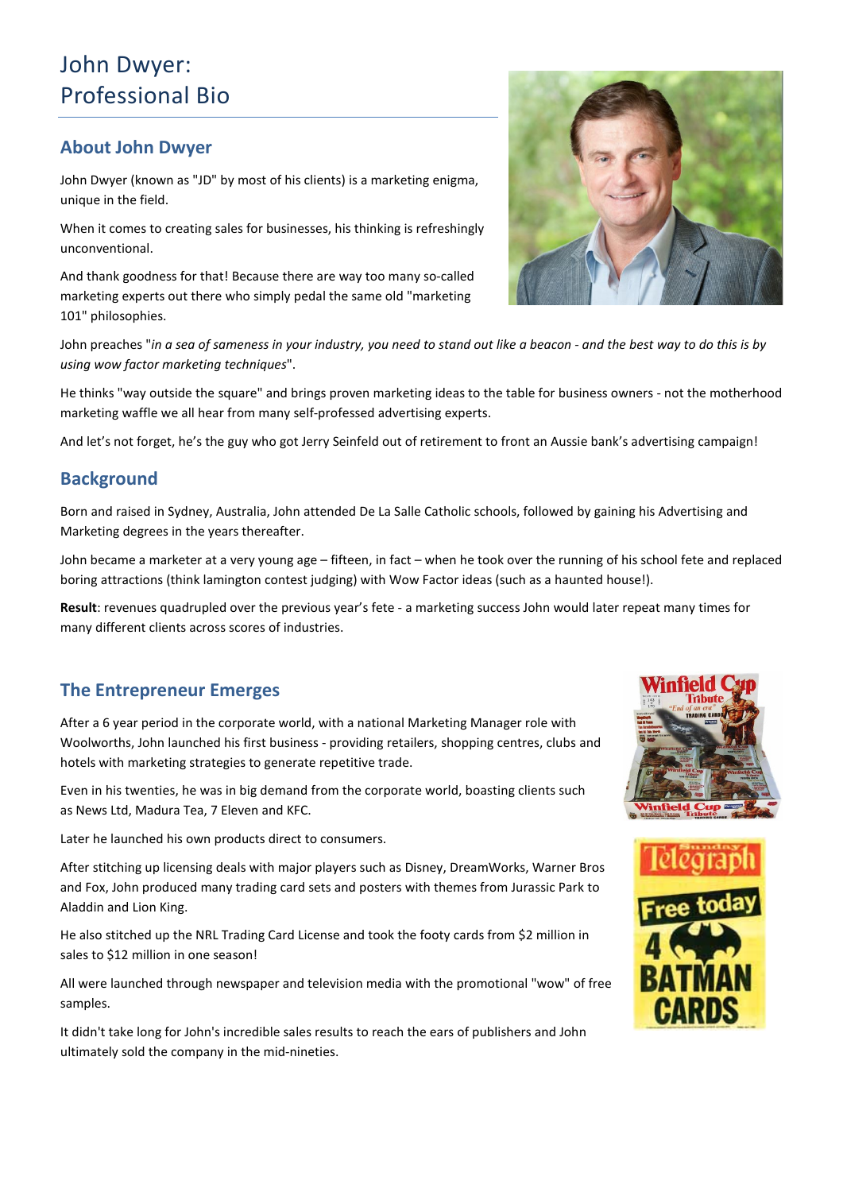# John Dwyer: Professional Bio

## About John Dwyer

John Dwyer (known as "JD" by most of his clients) is a marketing enigma, unique in the field.

When it comes to creating sales for businesses, his thinking is refreshingly unconventional.

And thank goodness for that! Because there are way too many so-called marketing experts out there who simply pedal the same old "marketing 101" philosophies.

John preaches "*in a sea of sameness in your industry, you need to stand out like a beacon - and the best way to do this is by using wow factor marketing techniques*".

He thinks "way outside the square" and brings proven marketing ideas to the table for business owners - not the motherhood marketing waffle we all hear from many self-professed advertising experts.

And let's not forget, he's the guy who got Jerry Seinfeld out of retirement to front an Aussie bank's advertising campaign!

## Background

Born and raised in Sydney, Australia, John attended De La Salle Catholic schools, followed by gaining his Advertising and Marketing degrees in the years thereafter.

John became a marketer at a very young age – fifteen, in fact – when he took over the running of his school fete and replaced boring attractions (think lamington contest judging) with Wow Factor ideas (such as a haunted house!).

**Result**: revenues quadrupled over the previous year's fete - a marketing success John would later repeat many times for many different clients across scores of industries.

## The Entrepreneur Emerges

After a 6 year period in the corporate world, with a national Marketing Manager role with Woolworths, John launched his first business - providing retailers, shopping centres, clubs and hotels with marketing strategies to generate repetitive trade.

Even in his twenties, he was in big demand from the corporate world, boasting clients such as News Ltd, Madura Tea, 7 Eleven and KFC.

Later he launched his own products direct to consumers.

After stitching up licensing deals with major players such as Disney, DreamWorks, Warner Bros and Fox, John produced many trading card sets and posters with themes from Jurassic Park to Aladdin and Lion King.

He also stitched up the NRL Trading Card License and took the footy cards from $2 million in sales to $12 million in one season!

All were launched through newspaper and television media with the promotional "wow" of free samples.

It didn't take long for John's incredible sales results to reach the ears of publishers and John ultimately sold the company in the mid-nineties.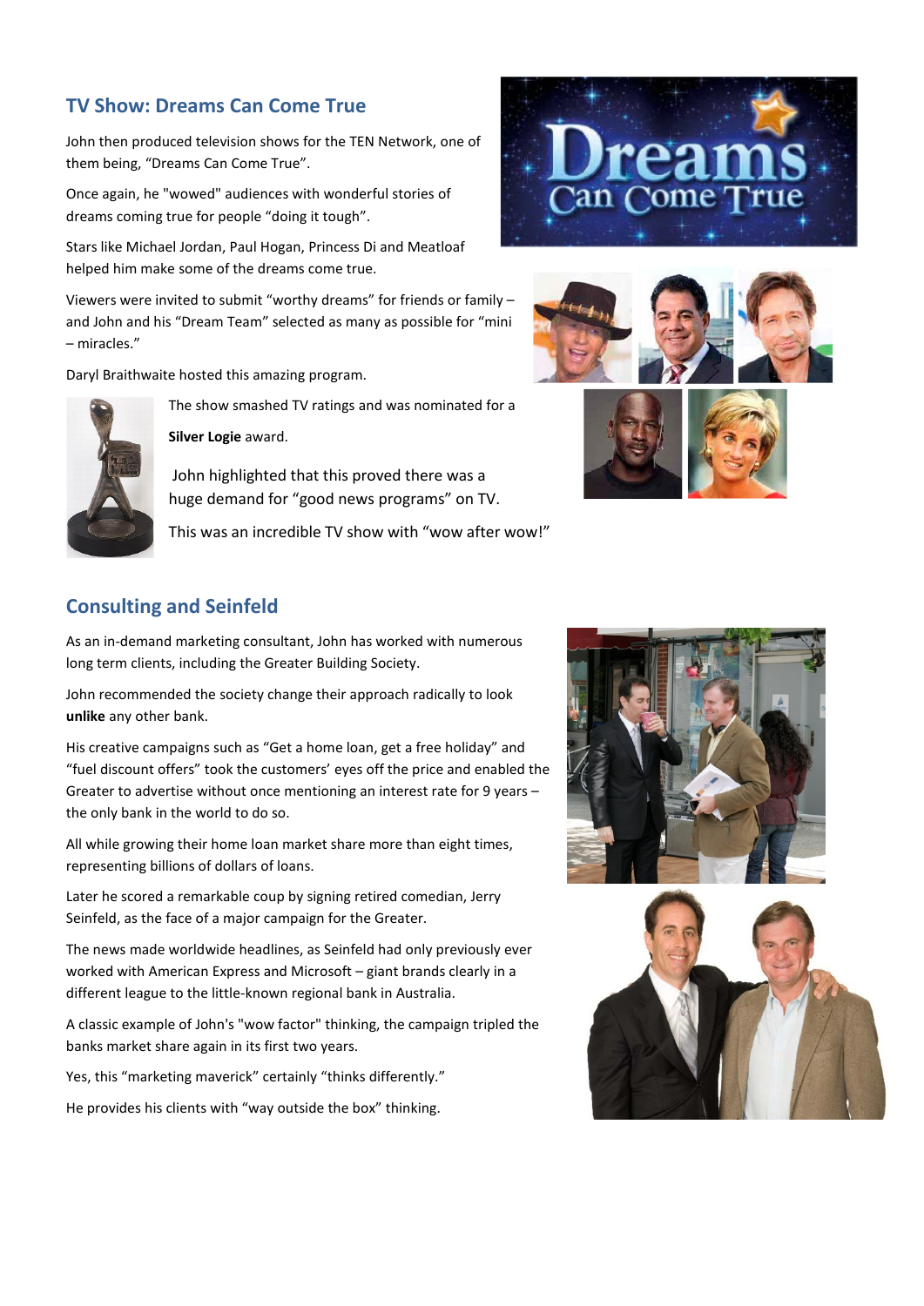## TV Show: Dreams Can Come True

John then produced television shows for the TEN Network, one of them being, "Dreams Can Come True".

Once again, he "wowed" audiences with wonderful stories of dreams coming true for people "doing it tough".

Stars like Michael Jordan, Paul Hogan, Princess Di and Meatloaf helped him make some of the dreams come true.

Viewers were invited to submit "worthy dreams" for friends or family – and John and his "Dream Team" selected as many as possible for "mini – miracles."

Daryl Braithwaite hosted this amazing program.

The show smashed TV ratings and was nominated for a **Silver Logie** award.

John highlighted that this proved there was a huge demand for "good news programs" on TV.

This was an incredible TV show with "wow after wow!"

## Consulting and Seinfeld

As an in-demand marketing consultant, John has worked with numerous long term clients, including the Greater Building Society.

John recommended the society change their approach radically to look **unlike** any other bank.

His creative campaigns such as "Get a home loan, get a free holiday" and "fuel discount offers" took the customers' eyes off the price and enabled the Greater to advertise without once mentioning an interest rate for 9 years – the only bank in the world to do so.

All while growing their home loan market share more than eight times, representing billions of dollars of loans.

Later he scored a remarkable coup by signing retired comedian, Jerry Seinfeld, as the face of a major campaign for the Greater.

The news made worldwide headlines, as Seinfeld had only previously ever worked with American Express and Microsoft – giant brands clearly in a different league to the little-known regional bank in Australia.

A classic example of John's "wow factor" thinking, the campaign tripled the banks market share again in its first two years.

Yes, this "marketing maverick" certainly "thinks differently."

He provides his clients with "way outside the box" thinking.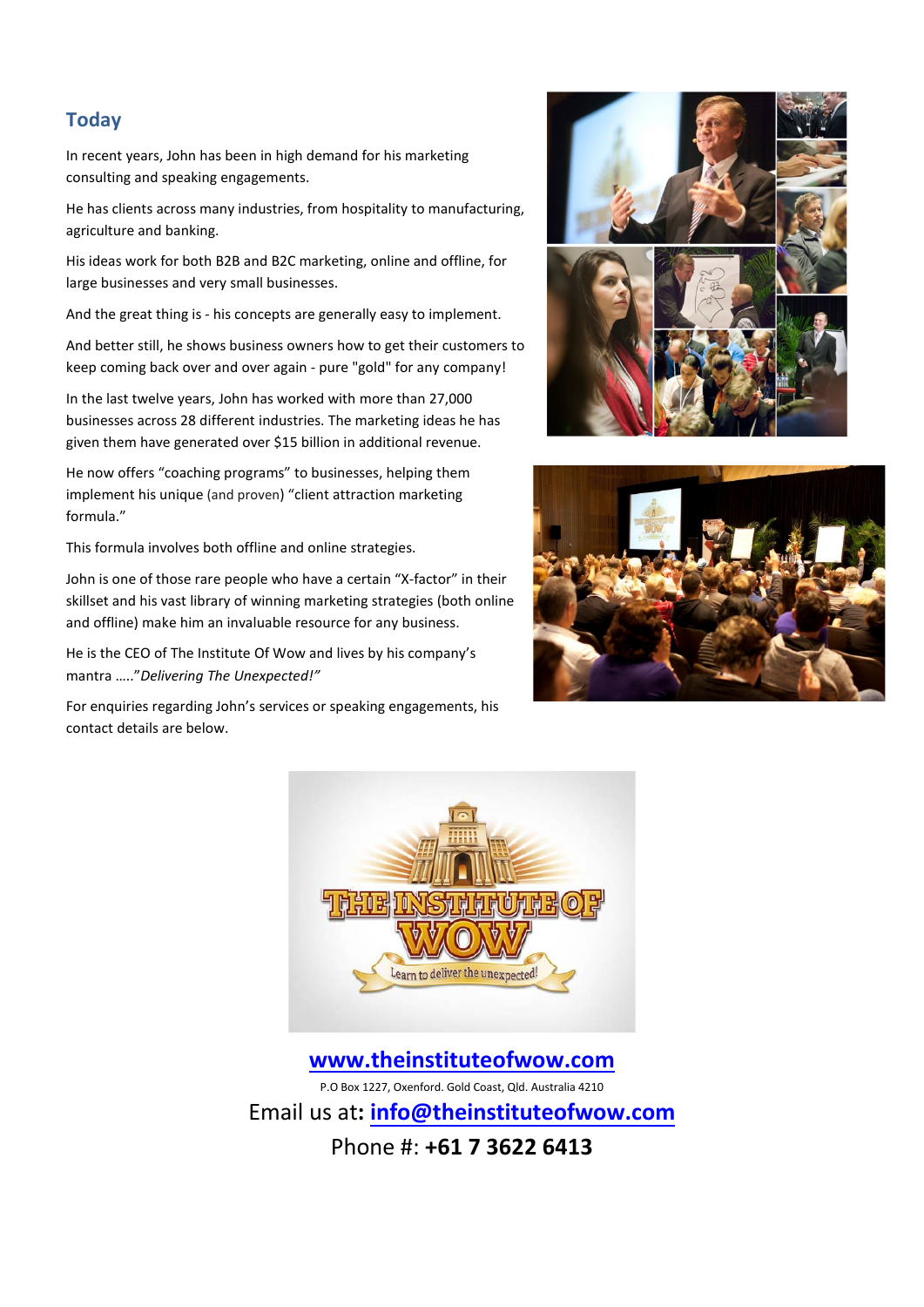## Today

In recent years, John has been in high demand for his marketing consulting and speaking engagements.

He has clients across many industries, from hospitality to manufacturing, agriculture and banking.

His ideas work for both B2B and B2C marketing, online and offline, for large businesses and very small businesses.

And the great thing is - his concepts are generally easy to implement.

And better still, he shows business owners how to get their customers to keep coming back over and over again - pure "gold" for any company!

In the last twelve years, John has worked with more than 27,000 businesses across 28 different industries. The marketing ideas he has given them have generated over $15 billion in additional revenue.

He now offers "coaching programs" to businesses, helping them implement his unique (and proven) "client attraction marketing formula."

This formula involves both offline and online strategies.

John is one of those rare people who have a certain "X-factor" in their skillset and his vast library of winning marketing strategies (both online and offline) make him an invaluable resource for any business.

He is the CEO of The Institute Of Wow and lives by his company's mantra ….."*Delivering The Unexpected!"*

For enquiries regarding John's services or speaking engagements, his contact details are below.

**[www.theinstituteofwow.com](http://www.theinstituteofwow.com)**

P.O Box 1227, Oxenford. Gold Coast, Qld. Australia 4210

Email us at**: [info@theinstituteofwow.com](mailto:info@theinstituteofwow.com)**

Phone #: **+61 7 3622 6413**